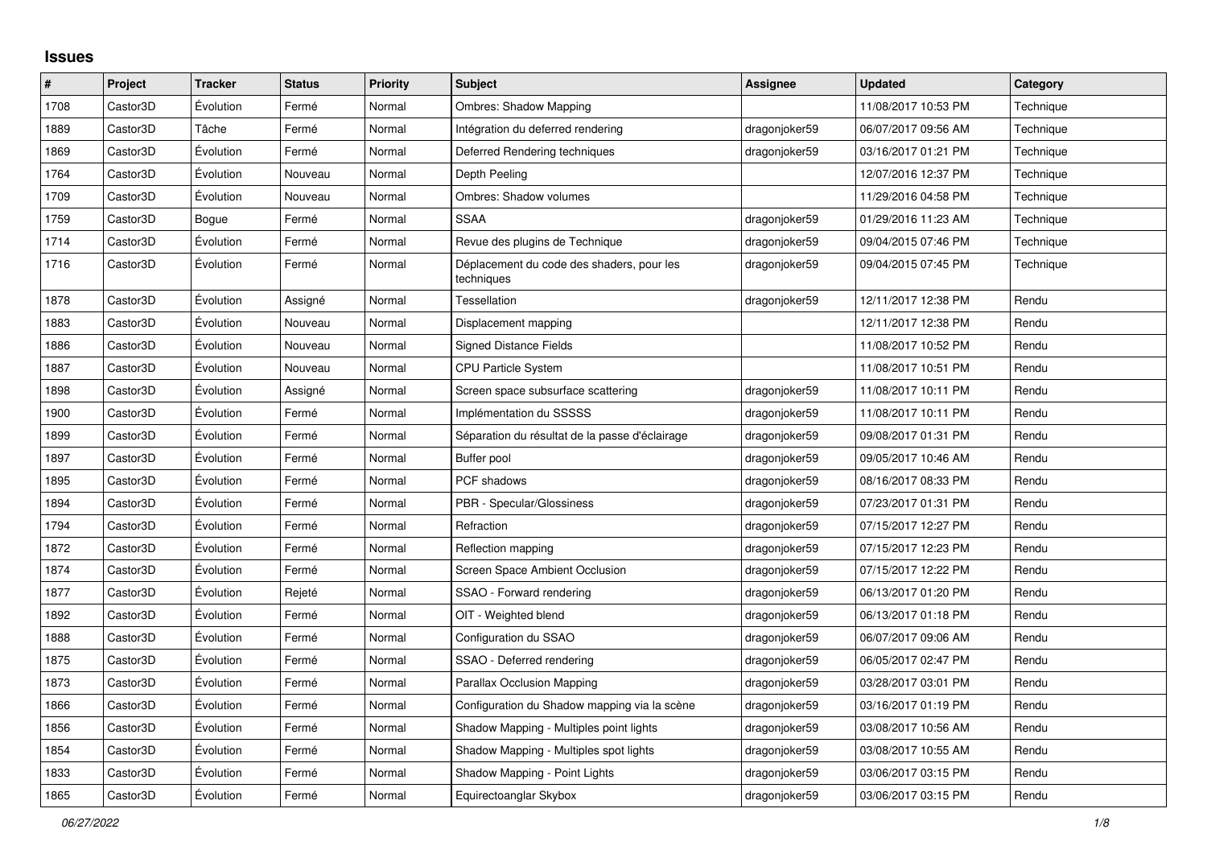# Issues

| # | Project | Tracker | Status | Priority | Subject | Assignee | Updated | Category |
|---|---|---|---|---|---|---|---|---|
| 1708 | Castor3D | Évolution | Fermé | Normal | Ombres: Shadow Mapping | | 11/08/2017 10:53 PM | Technique |
| 1889 | Castor3D | Tâche | Fermé | Normal | Intégration du deferred rendering | dragonjoker59 | 06/07/2017 09:56 AM | Technique |
| 1869 | Castor3D | Évolution | Fermé | Normal | Deferred Rendering techniques | dragonjoker59 | 03/16/2017 01:21 PM | Technique |
| 1764 | Castor3D | Évolution | Nouveau | Normal | Depth Peeling | | 12/07/2016 12:37 PM | Technique |
| 1709 | Castor3D | Évolution | Nouveau | Normal | Ombres: Shadow volumes | | 11/29/2016 04:58 PM | Technique |
| 1759 | Castor3D | Bogue | Fermé | Normal | SSAA | dragonjoker59 | 01/29/2016 11:23 AM | Technique |
| 1714 | Castor3D | Évolution | Fermé | Normal | Revue des plugins de Technique | dragonjoker59 | 09/04/2015 07:46 PM | Technique |
| 1716 | Castor3D | Évolution | Fermé | Normal | Déplacement du code des shaders, pour les techniques | dragonjoker59 | 09/04/2015 07:45 PM | Technique |
| 1878 | Castor3D | Évolution | Assigné | Normal | Tessellation | dragonjoker59 | 12/11/2017 12:38 PM | Rendu |
| 1883 | Castor3D | Évolution | Nouveau | Normal | Displacement mapping | | 12/11/2017 12:38 PM | Rendu |
| 1886 | Castor3D | Évolution | Nouveau | Normal | Signed Distance Fields | | 11/08/2017 10:52 PM | Rendu |
| 1887 | Castor3D | Évolution | Nouveau | Normal | CPU Particle System | | 11/08/2017 10:51 PM | Rendu |
| 1898 | Castor3D | Évolution | Assigné | Normal | Screen space subsurface scattering | dragonjoker59 | 11/08/2017 10:11 PM | Rendu |
| 1900 | Castor3D | Évolution | Fermé | Normal | Implémentation du SSSSS | dragonjoker59 | 11/08/2017 10:11 PM | Rendu |
| 1899 | Castor3D | Évolution | Fermé | Normal | Séparation du résultat de la passe d'éclairage | dragonjoker59 | 09/08/2017 01:31 PM | Rendu |
| 1897 | Castor3D | Évolution | Fermé | Normal | Buffer pool | dragonjoker59 | 09/05/2017 10:46 AM | Rendu |
| 1895 | Castor3D | Évolution | Fermé | Normal | PCF shadows | dragonjoker59 | 08/16/2017 08:33 PM | Rendu |
| 1894 | Castor3D | Évolution | Fermé | Normal | PBR - Specular/Glossiness | dragonjoker59 | 07/23/2017 01:31 PM | Rendu |
| 1794 | Castor3D | Évolution | Fermé | Normal | Refraction | dragonjoker59 | 07/15/2017 12:27 PM | Rendu |
| 1872 | Castor3D | Évolution | Fermé | Normal | Reflection mapping | dragonjoker59 | 07/15/2017 12:23 PM | Rendu |
| 1874 | Castor3D | Évolution | Fermé | Normal | Screen Space Ambient Occlusion | dragonjoker59 | 07/15/2017 12:22 PM | Rendu |
| 1877 | Castor3D | Évolution | Rejeté | Normal | SSAO - Forward rendering | dragonjoker59 | 06/13/2017 01:20 PM | Rendu |
| 1892 | Castor3D | Évolution | Fermé | Normal | OIT - Weighted blend | dragonjoker59 | 06/13/2017 01:18 PM | Rendu |
| 1888 | Castor3D | Évolution | Fermé | Normal | Configuration du SSAO | dragonjoker59 | 06/07/2017 09:06 AM | Rendu |
| 1875 | Castor3D | Évolution | Fermé | Normal | SSAO - Deferred rendering | dragonjoker59 | 06/05/2017 02:47 PM | Rendu |
| 1873 | Castor3D | Évolution | Fermé | Normal | Parallax Occlusion Mapping | dragonjoker59 | 03/28/2017 03:01 PM | Rendu |
| 1866 | Castor3D | Évolution | Fermé | Normal | Configuration du Shadow mapping via la scène | dragonjoker59 | 03/16/2017 01:19 PM | Rendu |
| 1856 | Castor3D | Évolution | Fermé | Normal | Shadow Mapping - Multiples point lights | dragonjoker59 | 03/08/2017 10:56 AM | Rendu |
| 1854 | Castor3D | Évolution | Fermé | Normal | Shadow Mapping - Multiples spot lights | dragonjoker59 | 03/08/2017 10:55 AM | Rendu |
| 1833 | Castor3D | Évolution | Fermé | Normal | Shadow Mapping - Point Lights | dragonjoker59 | 03/06/2017 03:15 PM | Rendu |
| 1865 | Castor3D | Évolution | Fermé | Normal | Equirectoanglar Skybox | dragonjoker59 | 03/06/2017 03:15 PM | Rendu |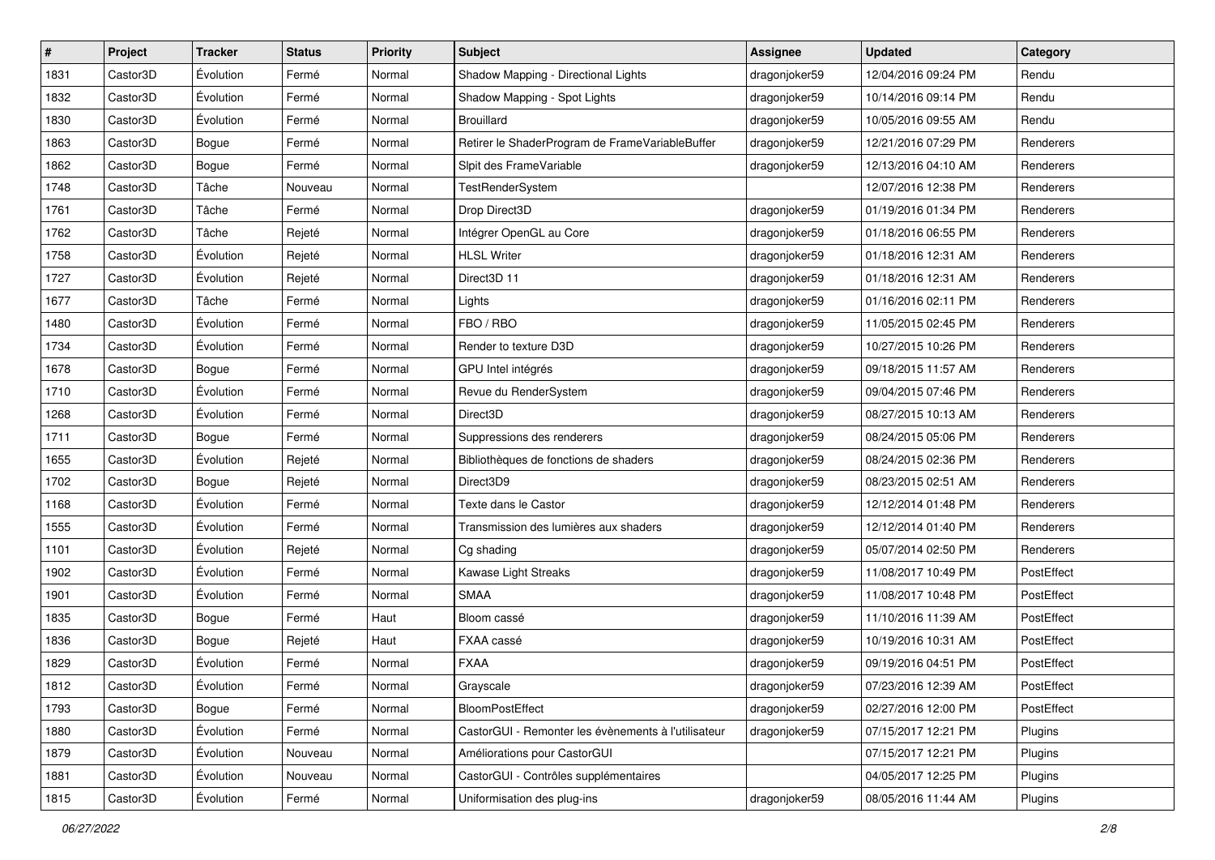| # | Project | Tracker | Status | Priority | Subject | Assignee | Updated | Category |
|---|---|---|---|---|---|---|---|---|
| 1831 | Castor3D | Évolution | Fermé | Normal | Shadow Mapping - Directional Lights | dragonjoker59 | 12/04/2016 09:24 PM | Rendu |
| 1832 | Castor3D | Évolution | Fermé | Normal | Shadow Mapping - Spot Lights | dragonjoker59 | 10/14/2016 09:14 PM | Rendu |
| 1830 | Castor3D | Évolution | Fermé | Normal | Brouillard | dragonjoker59 | 10/05/2016 09:55 AM | Rendu |
| 1863 | Castor3D | Bogue | Fermé | Normal | Retirer le ShaderProgram de FrameVariableBuffer | dragonjoker59 | 12/21/2016 07:29 PM | Renderers |
| 1862 | Castor3D | Bogue | Fermé | Normal | Slpit des FrameVariable | dragonjoker59 | 12/13/2016 04:10 AM | Renderers |
| 1748 | Castor3D | Tâche | Nouveau | Normal | TestRenderSystem | | 12/07/2016 12:38 PM | Renderers |
| 1761 | Castor3D | Tâche | Fermé | Normal | Drop Direct3D | dragonjoker59 | 01/19/2016 01:34 PM | Renderers |
| 1762 | Castor3D | Tâche | Rejeté | Normal | Intégrer OpenGL au Core | dragonjoker59 | 01/18/2016 06:55 PM | Renderers |
| 1758 | Castor3D | Évolution | Rejeté | Normal | HLSL Writer | dragonjoker59 | 01/18/2016 12:31 AM | Renderers |
| 1727 | Castor3D | Évolution | Rejeté | Normal | Direct3D 11 | dragonjoker59 | 01/18/2016 12:31 AM | Renderers |
| 1677 | Castor3D | Tâche | Fermé | Normal | Lights | dragonjoker59 | 01/16/2016 02:11 PM | Renderers |
| 1480 | Castor3D | Évolution | Fermé | Normal | FBO / RBO | dragonjoker59 | 11/05/2015 02:45 PM | Renderers |
| 1734 | Castor3D | Évolution | Fermé | Normal | Render to texture D3D | dragonjoker59 | 10/27/2015 10:26 PM | Renderers |
| 1678 | Castor3D | Bogue | Fermé | Normal | GPU Intel intégrés | dragonjoker59 | 09/18/2015 11:57 AM | Renderers |
| 1710 | Castor3D | Évolution | Fermé | Normal | Revue du RenderSystem | dragonjoker59 | 09/04/2015 07:46 PM | Renderers |
| 1268 | Castor3D | Évolution | Fermé | Normal | Direct3D | dragonjoker59 | 08/27/2015 10:13 AM | Renderers |
| 1711 | Castor3D | Bogue | Fermé | Normal | Suppressions des renderers | dragonjoker59 | 08/24/2015 05:06 PM | Renderers |
| 1655 | Castor3D | Évolution | Rejeté | Normal | Bibliothèques de fonctions de shaders | dragonjoker59 | 08/24/2015 02:36 PM | Renderers |
| 1702 | Castor3D | Bogue | Rejeté | Normal | Direct3D9 | dragonjoker59 | 08/23/2015 02:51 AM | Renderers |
| 1168 | Castor3D | Évolution | Fermé | Normal | Texte dans le Castor | dragonjoker59 | 12/12/2014 01:48 PM | Renderers |
| 1555 | Castor3D | Évolution | Fermé | Normal | Transmission des lumières aux shaders | dragonjoker59 | 12/12/2014 01:40 PM | Renderers |
| 1101 | Castor3D | Évolution | Rejeté | Normal | Cg shading | dragonjoker59 | 05/07/2014 02:50 PM | Renderers |
| 1902 | Castor3D | Évolution | Fermé | Normal | Kawase Light Streaks | dragonjoker59 | 11/08/2017 10:49 PM | PostEffect |
| 1901 | Castor3D | Évolution | Fermé | Normal | SMAA | dragonjoker59 | 11/08/2017 10:48 PM | PostEffect |
| 1835 | Castor3D | Bogue | Fermé | Haut | Bloom cassé | dragonjoker59 | 11/10/2016 11:39 AM | PostEffect |
| 1836 | Castor3D | Bogue | Rejeté | Haut | FXAA cassé | dragonjoker59 | 10/19/2016 10:31 AM | PostEffect |
| 1829 | Castor3D | Évolution | Fermé | Normal | FXAA | dragonjoker59 | 09/19/2016 04:51 PM | PostEffect |
| 1812 | Castor3D | Évolution | Fermé | Normal | Grayscale | dragonjoker59 | 07/23/2016 12:39 AM | PostEffect |
| 1793 | Castor3D | Bogue | Fermé | Normal | BloomPostEffect | dragonjoker59 | 02/27/2016 12:00 PM | PostEffect |
| 1880 | Castor3D | Évolution | Fermé | Normal | CastorGUI - Remonter les évènements à l'utilisateur | dragonjoker59 | 07/15/2017 12:21 PM | Plugins |
| 1879 | Castor3D | Évolution | Nouveau | Normal | Améliorations pour CastorGUI | | 07/15/2017 12:21 PM | Plugins |
| 1881 | Castor3D | Évolution | Nouveau | Normal | CastorGUI - Contrôles supplémentaires | | 04/05/2017 12:25 PM | Plugins |
| 1815 | Castor3D | Évolution | Fermé | Normal | Uniformisation des plug-ins | dragonjoker59 | 08/05/2016 11:44 AM | Plugins |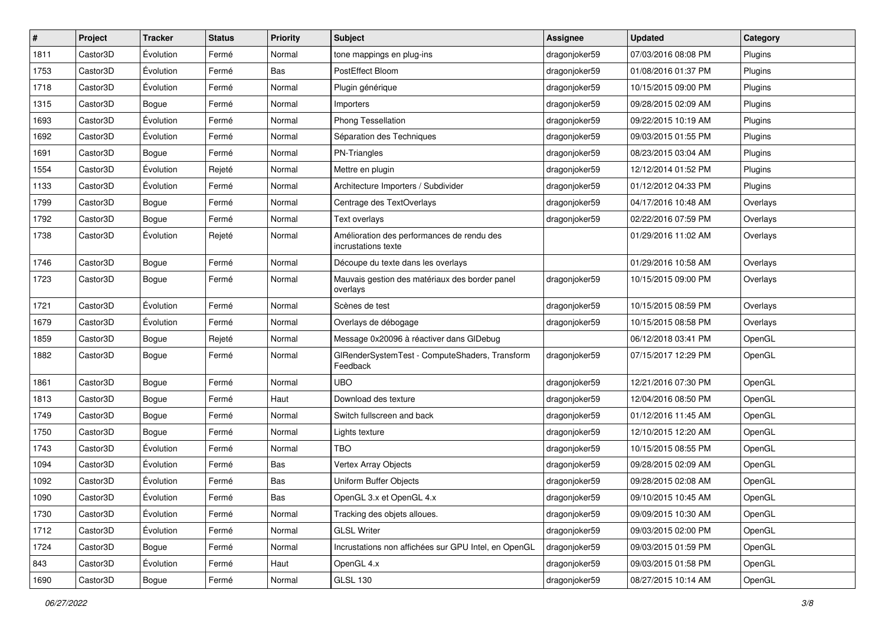| # | Project | Tracker | Status | Priority | Subject | Assignee | Updated | Category |
|---|---|---|---|---|---|---|---|---|
| 1811 | Castor3D | Évolution | Fermé | Normal | tone mappings en plug-ins | dragonjoker59 | 07/03/2016 08:08 PM | Plugins |
| 1753 | Castor3D | Évolution | Fermé | Bas | PostEffect Bloom | dragonjoker59 | 01/08/2016 01:37 PM | Plugins |
| 1718 | Castor3D | Évolution | Fermé | Normal | Plugin générique | dragonjoker59 | 10/15/2015 09:00 PM | Plugins |
| 1315 | Castor3D | Bogue | Fermé | Normal | Importers | dragonjoker59 | 09/28/2015 02:09 AM | Plugins |
| 1693 | Castor3D | Évolution | Fermé | Normal | Phong Tessellation | dragonjoker59 | 09/22/2015 10:19 AM | Plugins |
| 1692 | Castor3D | Évolution | Fermé | Normal | Séparation des Techniques | dragonjoker59 | 09/03/2015 01:55 PM | Plugins |
| 1691 | Castor3D | Bogue | Fermé | Normal | PN-Triangles | dragonjoker59 | 08/23/2015 03:04 AM | Plugins |
| 1554 | Castor3D | Évolution | Rejeté | Normal | Mettre en plugin | dragonjoker59 | 12/12/2014 01:52 PM | Plugins |
| 1133 | Castor3D | Évolution | Fermé | Normal | Architecture Importers / Subdivider | dragonjoker59 | 01/12/2012 04:33 PM | Plugins |
| 1799 | Castor3D | Bogue | Fermé | Normal | Centrage des TextOverlays | dragonjoker59 | 04/17/2016 10:48 AM | Overlays |
| 1792 | Castor3D | Bogue | Fermé | Normal | Text overlays | dragonjoker59 | 02/22/2016 07:59 PM | Overlays |
| 1738 | Castor3D | Évolution | Rejeté | Normal | Amélioration des performances de rendu des incrustations texte | | 01/29/2016 11:02 AM | Overlays |
| 1746 | Castor3D | Bogue | Fermé | Normal | Découpe du texte dans les overlays | | 01/29/2016 10:58 AM | Overlays |
| 1723 | Castor3D | Bogue | Fermé | Normal | Mauvais gestion des matériaux des border panel overlays | dragonjoker59 | 10/15/2015 09:00 PM | Overlays |
| 1721 | Castor3D | Évolution | Fermé | Normal | Scènes de test | dragonjoker59 | 10/15/2015 08:59 PM | Overlays |
| 1679 | Castor3D | Évolution | Fermé | Normal | Overlays de débogage | dragonjoker59 | 10/15/2015 08:58 PM | Overlays |
| 1859 | Castor3D | Bogue | Rejeté | Normal | Message 0x20096 à réactiver dans GlDebug | | 06/12/2018 03:41 PM | OpenGL |
| 1882 | Castor3D | Bogue | Fermé | Normal | GlRenderSystemTest - ComputeShaders, Transform Feedback | dragonjoker59 | 07/15/2017 12:29 PM | OpenGL |
| 1861 | Castor3D | Bogue | Fermé | Normal | UBO | dragonjoker59 | 12/21/2016 07:30 PM | OpenGL |
| 1813 | Castor3D | Bogue | Fermé | Haut | Download des texture | dragonjoker59 | 12/04/2016 08:50 PM | OpenGL |
| 1749 | Castor3D | Bogue | Fermé | Normal | Switch fullscreen and back | dragonjoker59 | 01/12/2016 11:45 AM | OpenGL |
| 1750 | Castor3D | Bogue | Fermé | Normal | Lights texture | dragonjoker59 | 12/10/2015 12:20 AM | OpenGL |
| 1743 | Castor3D | Évolution | Fermé | Normal | TBO | dragonjoker59 | 10/15/2015 08:55 PM | OpenGL |
| 1094 | Castor3D | Évolution | Fermé | Bas | Vertex Array Objects | dragonjoker59 | 09/28/2015 02:09 AM | OpenGL |
| 1092 | Castor3D | Évolution | Fermé | Bas | Uniform Buffer Objects | dragonjoker59 | 09/28/2015 02:08 AM | OpenGL |
| 1090 | Castor3D | Évolution | Fermé | Bas | OpenGL 3.x et OpenGL 4.x | dragonjoker59 | 09/10/2015 10:45 AM | OpenGL |
| 1730 | Castor3D | Évolution | Fermé | Normal | Tracking des objets alloues. | dragonjoker59 | 09/09/2015 10:30 AM | OpenGL |
| 1712 | Castor3D | Évolution | Fermé | Normal | GLSL Writer | dragonjoker59 | 09/03/2015 02:00 PM | OpenGL |
| 1724 | Castor3D | Bogue | Fermé | Normal | Incrustations non affichées sur GPU Intel, en OpenGL | dragonjoker59 | 09/03/2015 01:59 PM | OpenGL |
| 843 | Castor3D | Évolution | Fermé | Haut | OpenGL 4.x | dragonjoker59 | 09/03/2015 01:58 PM | OpenGL |
| 1690 | Castor3D | Bogue | Fermé | Normal | GLSL 130 | dragonjoker59 | 08/27/2015 10:14 AM | OpenGL |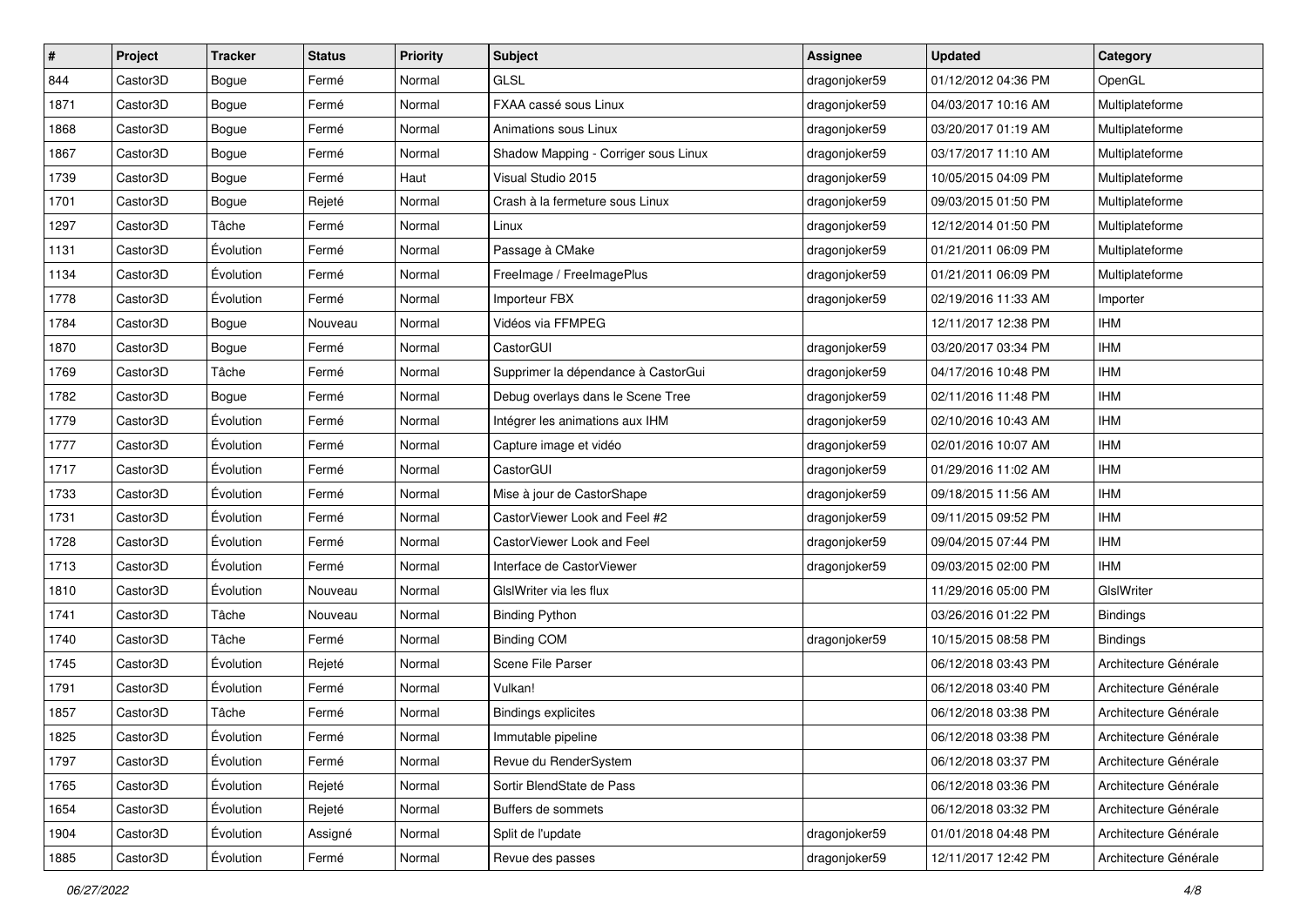| # | Project | Tracker | Status | Priority | Subject | Assignee | Updated | Category |
|---|---|---|---|---|---|---|---|---|
| 844 | Castor3D | Bogue | Fermé | Normal | GLSL | dragonjoker59 | 01/12/2012 04:36 PM | OpenGL |
| 1871 | Castor3D | Bogue | Fermé | Normal | FXAA cassé sous Linux | dragonjoker59 | 04/03/2017 10:16 AM | Multiplateforme |
| 1868 | Castor3D | Bogue | Fermé | Normal | Animations sous Linux | dragonjoker59 | 03/20/2017 01:19 AM | Multiplateforme |
| 1867 | Castor3D | Bogue | Fermé | Normal | Shadow Mapping - Corriger sous Linux | dragonjoker59 | 03/17/2017 11:10 AM | Multiplateforme |
| 1739 | Castor3D | Bogue | Fermé | Haut | Visual Studio 2015 | dragonjoker59 | 10/05/2015 04:09 PM | Multiplateforme |
| 1701 | Castor3D | Bogue | Rejeté | Normal | Crash à la fermeture sous Linux | dragonjoker59 | 09/03/2015 01:50 PM | Multiplateforme |
| 1297 | Castor3D | Tâche | Fermé | Normal | Linux | dragonjoker59 | 12/12/2014 01:50 PM | Multiplateforme |
| 1131 | Castor3D | Évolution | Fermé | Normal | Passage à CMake | dragonjoker59 | 01/21/2011 06:09 PM | Multiplateforme |
| 1134 | Castor3D | Évolution | Fermé | Normal | FreeImage / FreeImagePlus | dragonjoker59 | 01/21/2011 06:09 PM | Multiplateforme |
| 1778 | Castor3D | Évolution | Fermé | Normal | Importeur FBX | dragonjoker59 | 02/19/2016 11:33 AM | Importer |
| 1784 | Castor3D | Bogue | Nouveau | Normal | Vidéos via FFMPEG | | 12/11/2017 12:38 PM | IHM |
| 1870 | Castor3D | Bogue | Fermé | Normal | CastorGUI | dragonjoker59 | 03/20/2017 03:34 PM | IHM |
| 1769 | Castor3D | Tâche | Fermé | Normal | Supprimer la dépendance à CastorGui | dragonjoker59 | 04/17/2016 10:48 PM | IHM |
| 1782 | Castor3D | Bogue | Fermé | Normal | Debug overlays dans le Scene Tree | dragonjoker59 | 02/11/2016 11:48 PM | IHM |
| 1779 | Castor3D | Évolution | Fermé | Normal | Intégrer les animations aux IHM | dragonjoker59 | 02/10/2016 10:43 AM | IHM |
| 1777 | Castor3D | Évolution | Fermé | Normal | Capture image et vidéo | dragonjoker59 | 02/01/2016 10:07 AM | IHM |
| 1717 | Castor3D | Évolution | Fermé | Normal | CastorGUI | dragonjoker59 | 01/29/2016 11:02 AM | IHM |
| 1733 | Castor3D | Évolution | Fermé | Normal | Mise à jour de CastorShape | dragonjoker59 | 09/18/2015 11:56 AM | IHM |
| 1731 | Castor3D | Évolution | Fermé | Normal | CastorViewer Look and Feel #2 | dragonjoker59 | 09/11/2015 09:52 PM | IHM |
| 1728 | Castor3D | Évolution | Fermé | Normal | CastorViewer Look and Feel | dragonjoker59 | 09/04/2015 07:44 PM | IHM |
| 1713 | Castor3D | Évolution | Fermé | Normal | Interface de CastorViewer | dragonjoker59 | 09/03/2015 02:00 PM | IHM |
| 1810 | Castor3D | Évolution | Nouveau | Normal | GlslWriter via les flux | | 11/29/2016 05:00 PM | GlslWriter |
| 1741 | Castor3D | Tâche | Nouveau | Normal | Binding Python | | 03/26/2016 01:22 PM | Bindings |
| 1740 | Castor3D | Tâche | Fermé | Normal | Binding COM | dragonjoker59 | 10/15/2015 08:58 PM | Bindings |
| 1745 | Castor3D | Évolution | Rejeté | Normal | Scene File Parser | | 06/12/2018 03:43 PM | Architecture Générale |
| 1791 | Castor3D | Évolution | Fermé | Normal | Vulkan! | | 06/12/2018 03:40 PM | Architecture Générale |
| 1857 | Castor3D | Tâche | Fermé | Normal | Bindings explicites | | 06/12/2018 03:38 PM | Architecture Générale |
| 1825 | Castor3D | Évolution | Fermé | Normal | Immutable pipeline | | 06/12/2018 03:38 PM | Architecture Générale |
| 1797 | Castor3D | Évolution | Fermé | Normal | Revue du RenderSystem | | 06/12/2018 03:37 PM | Architecture Générale |
| 1765 | Castor3D | Évolution | Rejeté | Normal | Sortir BlendState de Pass | | 06/12/2018 03:36 PM | Architecture Générale |
| 1654 | Castor3D | Évolution | Rejeté | Normal | Buffers de sommets | | 06/12/2018 03:32 PM | Architecture Générale |
| 1904 | Castor3D | Évolution | Assigné | Normal | Split de l'update | dragonjoker59 | 01/01/2018 04:48 PM | Architecture Générale |
| 1885 | Castor3D | Évolution | Fermé | Normal | Revue des passes | dragonjoker59 | 12/11/2017 12:42 PM | Architecture Générale |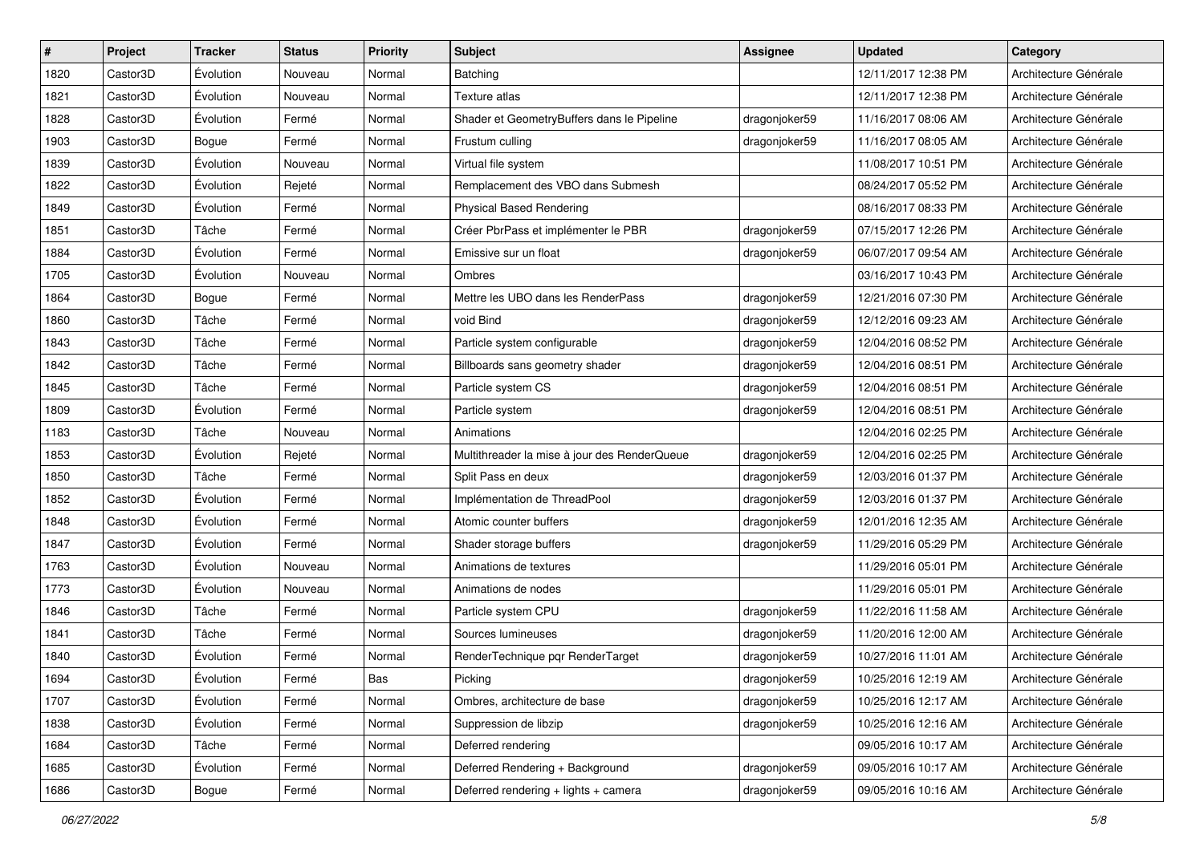| # | Project | Tracker | Status | Priority | Subject | Assignee | Updated | Category |
|---|---|---|---|---|---|---|---|---|
| 1820 | Castor3D | Évolution | Nouveau | Normal | Batching | | 12/11/2017 12:38 PM | Architecture Générale |
| 1821 | Castor3D | Évolution | Nouveau | Normal | Texture atlas | | 12/11/2017 12:38 PM | Architecture Générale |
| 1828 | Castor3D | Évolution | Fermé | Normal | Shader et GeometryBuffers dans le Pipeline | dragonjoker59 | 11/16/2017 08:06 AM | Architecture Générale |
| 1903 | Castor3D | Bogue | Fermé | Normal | Frustum culling | dragonjoker59 | 11/16/2017 08:05 AM | Architecture Générale |
| 1839 | Castor3D | Évolution | Nouveau | Normal | Virtual file system | | 11/08/2017 10:51 PM | Architecture Générale |
| 1822 | Castor3D | Évolution | Rejeté | Normal | Remplacement des VBO dans Submesh | | 08/24/2017 05:52 PM | Architecture Générale |
| 1849 | Castor3D | Évolution | Fermé | Normal | Physical Based Rendering | | 08/16/2017 08:33 PM | Architecture Générale |
| 1851 | Castor3D | Tâche | Fermé | Normal | Créer PbrPass et implémenter le PBR | dragonjoker59 | 07/15/2017 12:26 PM | Architecture Générale |
| 1884 | Castor3D | Évolution | Fermé | Normal | Emissive sur un float | dragonjoker59 | 06/07/2017 09:54 AM | Architecture Générale |
| 1705 | Castor3D | Évolution | Nouveau | Normal | Ombres | | 03/16/2017 10:43 PM | Architecture Générale |
| 1864 | Castor3D | Bogue | Fermé | Normal | Mettre les UBO dans les RenderPass | dragonjoker59 | 12/21/2016 07:30 PM | Architecture Générale |
| 1860 | Castor3D | Tâche | Fermé | Normal | void Bind | dragonjoker59 | 12/12/2016 09:23 AM | Architecture Générale |
| 1843 | Castor3D | Tâche | Fermé | Normal | Particle system configurable | dragonjoker59 | 12/04/2016 08:52 PM | Architecture Générale |
| 1842 | Castor3D | Tâche | Fermé | Normal | Billboards sans geometry shader | dragonjoker59 | 12/04/2016 08:51 PM | Architecture Générale |
| 1845 | Castor3D | Tâche | Fermé | Normal | Particle system CS | dragonjoker59 | 12/04/2016 08:51 PM | Architecture Générale |
| 1809 | Castor3D | Évolution | Fermé | Normal | Particle system | dragonjoker59 | 12/04/2016 08:51 PM | Architecture Générale |
| 1183 | Castor3D | Tâche | Nouveau | Normal | Animations | | 12/04/2016 02:25 PM | Architecture Générale |
| 1853 | Castor3D | Évolution | Rejeté | Normal | Multithreader la mise à jour des RenderQueue | dragonjoker59 | 12/04/2016 02:25 PM | Architecture Générale |
| 1850 | Castor3D | Tâche | Fermé | Normal | Split Pass en deux | dragonjoker59 | 12/03/2016 01:37 PM | Architecture Générale |
| 1852 | Castor3D | Évolution | Fermé | Normal | Implémentation de ThreadPool | dragonjoker59 | 12/03/2016 01:37 PM | Architecture Générale |
| 1848 | Castor3D | Évolution | Fermé | Normal | Atomic counter buffers | dragonjoker59 | 12/01/2016 12:35 AM | Architecture Générale |
| 1847 | Castor3D | Évolution | Fermé | Normal | Shader storage buffers | dragonjoker59 | 11/29/2016 05:29 PM | Architecture Générale |
| 1763 | Castor3D | Évolution | Nouveau | Normal | Animations de textures | | 11/29/2016 05:01 PM | Architecture Générale |
| 1773 | Castor3D | Évolution | Nouveau | Normal | Animations de nodes | | 11/29/2016 05:01 PM | Architecture Générale |
| 1846 | Castor3D | Tâche | Fermé | Normal | Particle system CPU | dragonjoker59 | 11/22/2016 11:58 AM | Architecture Générale |
| 1841 | Castor3D | Tâche | Fermé | Normal | Sources lumineuses | dragonjoker59 | 11/20/2016 12:00 AM | Architecture Générale |
| 1840 | Castor3D | Évolution | Fermé | Normal | RenderTechnique pqr RenderTarget | dragonjoker59 | 10/27/2016 11:01 AM | Architecture Générale |
| 1694 | Castor3D | Évolution | Fermé | Bas | Picking | dragonjoker59 | 10/25/2016 12:19 AM | Architecture Générale |
| 1707 | Castor3D | Évolution | Fermé | Normal | Ombres, architecture de base | dragonjoker59 | 10/25/2016 12:17 AM | Architecture Générale |
| 1838 | Castor3D | Évolution | Fermé | Normal | Suppression de libzip | dragonjoker59 | 10/25/2016 12:16 AM | Architecture Générale |
| 1684 | Castor3D | Tâche | Fermé | Normal | Deferred rendering | | 09/05/2016 10:17 AM | Architecture Générale |
| 1685 | Castor3D | Évolution | Fermé | Normal | Deferred Rendering + Background | dragonjoker59 | 09/05/2016 10:17 AM | Architecture Générale |
| 1686 | Castor3D | Bogue | Fermé | Normal | Deferred rendering + lights + camera | dragonjoker59 | 09/05/2016 10:16 AM | Architecture Générale |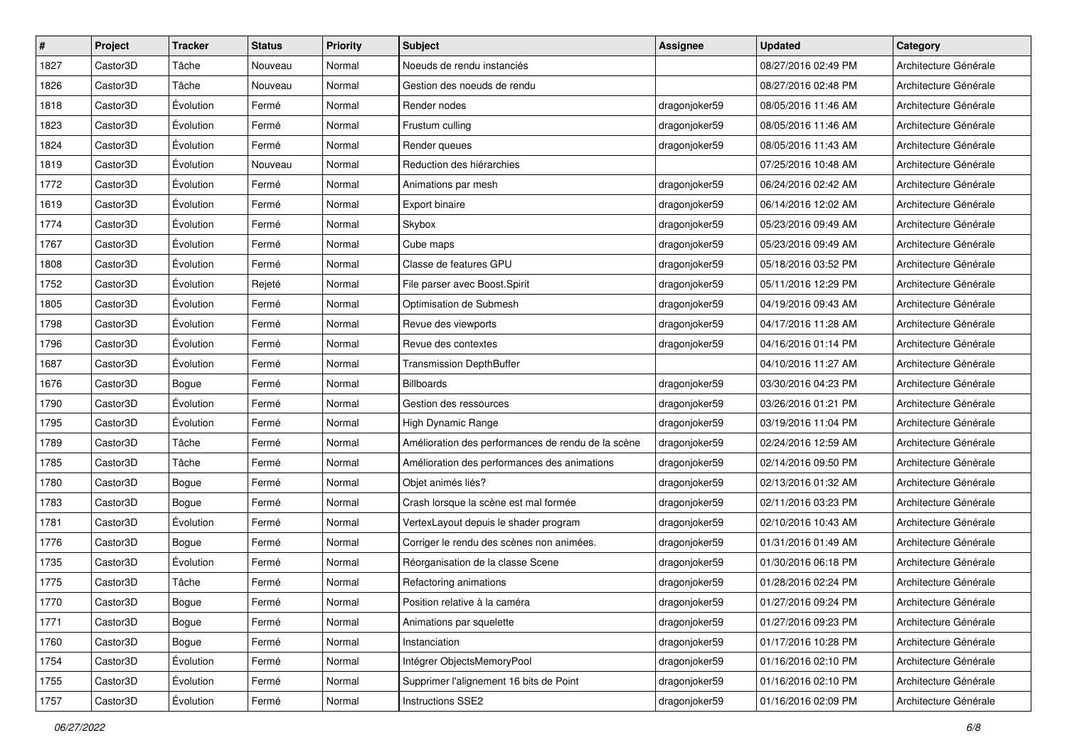| # | Project | Tracker | Status | Priority | Subject | Assignee | Updated | Category |
|---|---|---|---|---|---|---|---|---|
| 1827 | Castor3D | Tâche | Nouveau | Normal | Noeuds de rendu instanciés | | 08/27/2016 02:49 PM | Architecture Générale |
| 1826 | Castor3D | Tâche | Nouveau | Normal | Gestion des noeuds de rendu | | 08/27/2016 02:48 PM | Architecture Générale |
| 1818 | Castor3D | Évolution | Fermé | Normal | Render nodes | dragonjoker59 | 08/05/2016 11:46 AM | Architecture Générale |
| 1823 | Castor3D | Évolution | Fermé | Normal | Frustum culling | dragonjoker59 | 08/05/2016 11:46 AM | Architecture Générale |
| 1824 | Castor3D | Évolution | Fermé | Normal | Render queues | dragonjoker59 | 08/05/2016 11:43 AM | Architecture Générale |
| 1819 | Castor3D | Évolution | Nouveau | Normal | Reduction des hiérarchies | | 07/25/2016 10:48 AM | Architecture Générale |
| 1772 | Castor3D | Évolution | Fermé | Normal | Animations par mesh | dragonjoker59 | 06/24/2016 02:42 AM | Architecture Générale |
| 1619 | Castor3D | Évolution | Fermé | Normal | Export binaire | dragonjoker59 | 06/14/2016 12:02 AM | Architecture Générale |
| 1774 | Castor3D | Évolution | Fermé | Normal | Skybox | dragonjoker59 | 05/23/2016 09:49 AM | Architecture Générale |
| 1767 | Castor3D | Évolution | Fermé | Normal | Cube maps | dragonjoker59 | 05/23/2016 09:49 AM | Architecture Générale |
| 1808 | Castor3D | Évolution | Fermé | Normal | Classe de features GPU | dragonjoker59 | 05/18/2016 03:52 PM | Architecture Générale |
| 1752 | Castor3D | Évolution | Rejeté | Normal | File parser avec Boost.Spirit | dragonjoker59 | 05/11/2016 12:29 PM | Architecture Générale |
| 1805 | Castor3D | Évolution | Fermé | Normal | Optimisation de Submesh | dragonjoker59 | 04/19/2016 09:43 AM | Architecture Générale |
| 1798 | Castor3D | Évolution | Fermé | Normal | Revue des viewports | dragonjoker59 | 04/17/2016 11:28 AM | Architecture Générale |
| 1796 | Castor3D | Évolution | Fermé | Normal | Revue des contextes | dragonjoker59 | 04/16/2016 01:14 PM | Architecture Générale |
| 1687 | Castor3D | Évolution | Fermé | Normal | Transmission DepthBuffer | | 04/10/2016 11:27 AM | Architecture Générale |
| 1676 | Castor3D | Bogue | Fermé | Normal | Billboards | dragonjoker59 | 03/30/2016 04:23 PM | Architecture Générale |
| 1790 | Castor3D | Évolution | Fermé | Normal | Gestion des ressources | dragonjoker59 | 03/26/2016 01:21 PM | Architecture Générale |
| 1795 | Castor3D | Évolution | Fermé | Normal | High Dynamic Range | dragonjoker59 | 03/19/2016 11:04 PM | Architecture Générale |
| 1789 | Castor3D | Tâche | Fermé | Normal | Amélioration des performances de rendu de la scène | dragonjoker59 | 02/24/2016 12:59 AM | Architecture Générale |
| 1785 | Castor3D | Tâche | Fermé | Normal | Amélioration des performances des animations | dragonjoker59 | 02/14/2016 09:50 PM | Architecture Générale |
| 1780 | Castor3D | Bogue | Fermé | Normal | Objet animés liés? | dragonjoker59 | 02/13/2016 01:32 AM | Architecture Générale |
| 1783 | Castor3D | Bogue | Fermé | Normal | Crash lorsque la scène est mal formée | dragonjoker59 | 02/11/2016 03:23 PM | Architecture Générale |
| 1781 | Castor3D | Évolution | Fermé | Normal | VertexLayout depuis le shader program | dragonjoker59 | 02/10/2016 10:43 AM | Architecture Générale |
| 1776 | Castor3D | Bogue | Fermé | Normal | Corriger le rendu des scènes non animées. | dragonjoker59 | 01/31/2016 01:49 AM | Architecture Générale |
| 1735 | Castor3D | Évolution | Fermé | Normal | Réorganisation de la classe Scene | dragonjoker59 | 01/30/2016 06:18 PM | Architecture Générale |
| 1775 | Castor3D | Tâche | Fermé | Normal | Refactoring animations | dragonjoker59 | 01/28/2016 02:24 PM | Architecture Générale |
| 1770 | Castor3D | Bogue | Fermé | Normal | Position relative à la caméra | dragonjoker59 | 01/27/2016 09:24 PM | Architecture Générale |
| 1771 | Castor3D | Bogue | Fermé | Normal | Animations par squelette | dragonjoker59 | 01/27/2016 09:23 PM | Architecture Générale |
| 1760 | Castor3D | Bogue | Fermé | Normal | Instanciation | dragonjoker59 | 01/17/2016 10:28 PM | Architecture Générale |
| 1754 | Castor3D | Évolution | Fermé | Normal | Intégrer ObjectsMemoryPool | dragonjoker59 | 01/16/2016 02:10 PM | Architecture Générale |
| 1755 | Castor3D | Évolution | Fermé | Normal | Supprimer l'alignement 16 bits de Point | dragonjoker59 | 01/16/2016 02:10 PM | Architecture Générale |
| 1757 | Castor3D | Évolution | Fermé | Normal | Instructions SSE2 | dragonjoker59 | 01/16/2016 02:09 PM | Architecture Générale |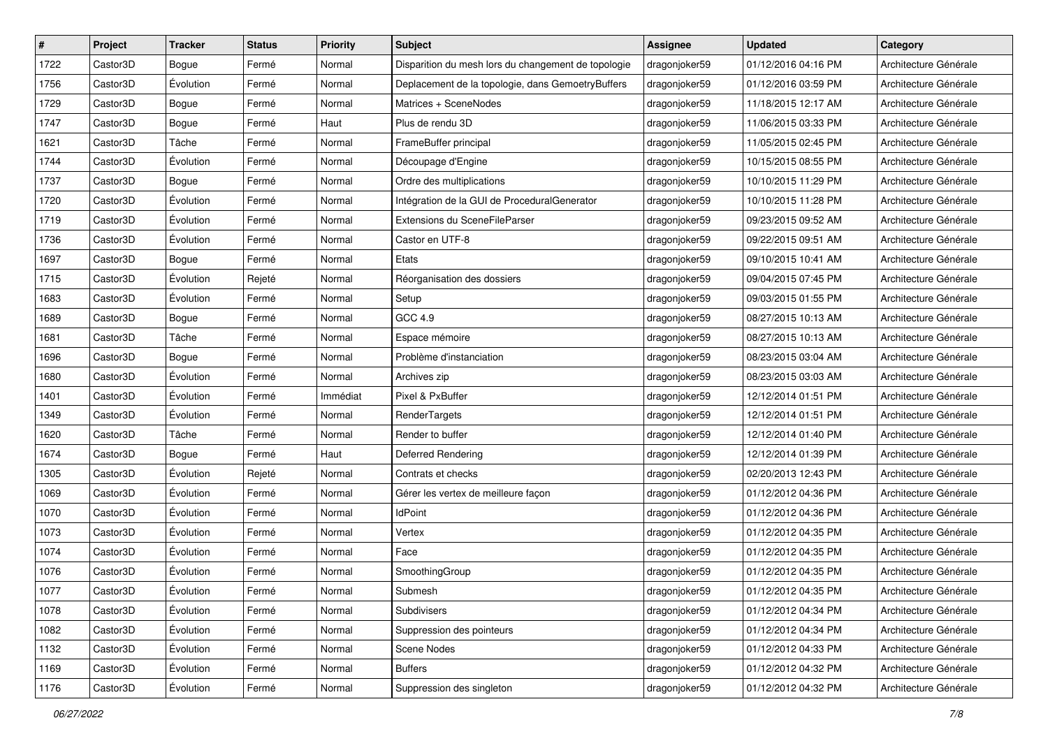| # | Project | Tracker | Status | Priority | Subject | Assignee | Updated | Category |
|---|---|---|---|---|---|---|---|---|
| 1722 | Castor3D | Bogue | Fermé | Normal | Disparition du mesh lors du changement de topologie | dragonjoker59 | 01/12/2016 04:16 PM | Architecture Générale |
| 1756 | Castor3D | Évolution | Fermé | Normal | Deplacement de la topologie, dans GemoetryBuffers | dragonjoker59 | 01/12/2016 03:59 PM | Architecture Générale |
| 1729 | Castor3D | Bogue | Fermé | Normal | Matrices + SceneNodes | dragonjoker59 | 11/18/2015 12:17 AM | Architecture Générale |
| 1747 | Castor3D | Bogue | Fermé | Haut | Plus de rendu 3D | dragonjoker59 | 11/06/2015 03:33 PM | Architecture Générale |
| 1621 | Castor3D | Tâche | Fermé | Normal | FrameBuffer principal | dragonjoker59 | 11/05/2015 02:45 PM | Architecture Générale |
| 1744 | Castor3D | Évolution | Fermé | Normal | Découpage d'Engine | dragonjoker59 | 10/15/2015 08:55 PM | Architecture Générale |
| 1737 | Castor3D | Bogue | Fermé | Normal | Ordre des multiplications | dragonjoker59 | 10/10/2015 11:29 PM | Architecture Générale |
| 1720 | Castor3D | Évolution | Fermé | Normal | Intégration de la GUI de ProceduralGenerator | dragonjoker59 | 10/10/2015 11:28 PM | Architecture Générale |
| 1719 | Castor3D | Évolution | Fermé | Normal | Extensions du SceneFileParser | dragonjoker59 | 09/23/2015 09:52 AM | Architecture Générale |
| 1736 | Castor3D | Évolution | Fermé | Normal | Castor en UTF-8 | dragonjoker59 | 09/22/2015 09:51 AM | Architecture Générale |
| 1697 | Castor3D | Bogue | Fermé | Normal | Etats | dragonjoker59 | 09/10/2015 10:41 AM | Architecture Générale |
| 1715 | Castor3D | Évolution | Rejeté | Normal | Réorganisation des dossiers | dragonjoker59 | 09/04/2015 07:45 PM | Architecture Générale |
| 1683 | Castor3D | Évolution | Fermé | Normal | Setup | dragonjoker59 | 09/03/2015 01:55 PM | Architecture Générale |
| 1689 | Castor3D | Bogue | Fermé | Normal | GCC 4.9 | dragonjoker59 | 08/27/2015 10:13 AM | Architecture Générale |
| 1681 | Castor3D | Tâche | Fermé | Normal | Espace mémoire | dragonjoker59 | 08/27/2015 10:13 AM | Architecture Générale |
| 1696 | Castor3D | Bogue | Fermé | Normal | Problème d'instanciation | dragonjoker59 | 08/23/2015 03:04 AM | Architecture Générale |
| 1680 | Castor3D | Évolution | Fermé | Normal | Archives zip | dragonjoker59 | 08/23/2015 03:03 AM | Architecture Générale |
| 1401 | Castor3D | Évolution | Fermé | Immédiat | Pixel & PxBuffer | dragonjoker59 | 12/12/2014 01:51 PM | Architecture Générale |
| 1349 | Castor3D | Évolution | Fermé | Normal | RenderTargets | dragonjoker59 | 12/12/2014 01:51 PM | Architecture Générale |
| 1620 | Castor3D | Tâche | Fermé | Normal | Render to buffer | dragonjoker59 | 12/12/2014 01:40 PM | Architecture Générale |
| 1674 | Castor3D | Bogue | Fermé | Haut | Deferred Rendering | dragonjoker59 | 12/12/2014 01:39 PM | Architecture Générale |
| 1305 | Castor3D | Évolution | Rejeté | Normal | Contrats et checks | dragonjoker59 | 02/20/2013 12:43 PM | Architecture Générale |
| 1069 | Castor3D | Évolution | Fermé | Normal | Gérer les vertex de meilleure façon | dragonjoker59 | 01/12/2012 04:36 PM | Architecture Générale |
| 1070 | Castor3D | Évolution | Fermé | Normal | IdPoint | dragonjoker59 | 01/12/2012 04:36 PM | Architecture Générale |
| 1073 | Castor3D | Évolution | Fermé | Normal | Vertex | dragonjoker59 | 01/12/2012 04:35 PM | Architecture Générale |
| 1074 | Castor3D | Évolution | Fermé | Normal | Face | dragonjoker59 | 01/12/2012 04:35 PM | Architecture Générale |
| 1076 | Castor3D | Évolution | Fermé | Normal | SmoothingGroup | dragonjoker59 | 01/12/2012 04:35 PM | Architecture Générale |
| 1077 | Castor3D | Évolution | Fermé | Normal | Submesh | dragonjoker59 | 01/12/2012 04:35 PM | Architecture Générale |
| 1078 | Castor3D | Évolution | Fermé | Normal | Subdivisers | dragonjoker59 | 01/12/2012 04:34 PM | Architecture Générale |
| 1082 | Castor3D | Évolution | Fermé | Normal | Suppression des pointeurs | dragonjoker59 | 01/12/2012 04:34 PM | Architecture Générale |
| 1132 | Castor3D | Évolution | Fermé | Normal | Scene Nodes | dragonjoker59 | 01/12/2012 04:33 PM | Architecture Générale |
| 1169 | Castor3D | Évolution | Fermé | Normal | Buffers | dragonjoker59 | 01/12/2012 04:32 PM | Architecture Générale |
| 1176 | Castor3D | Évolution | Fermé | Normal | Suppression des singleton | dragonjoker59 | 01/12/2012 04:32 PM | Architecture Générale |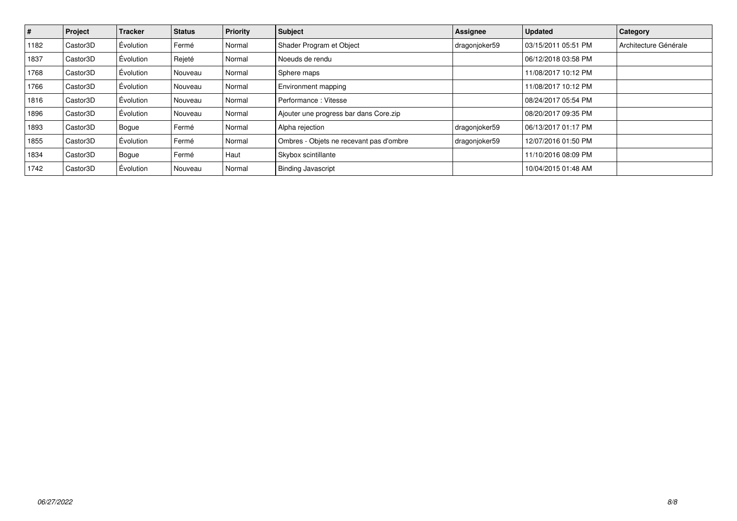| # | Project | Tracker | Status | Priority | Subject | Assignee | Updated | Category |
|---|---|---|---|---|---|---|---|---|
| 1182 | Castor3D | Évolution | Fermé | Normal | Shader Program et Object | dragonjoker59 | 03/15/2011 05:51 PM | Architecture Générale |
| 1837 | Castor3D | Évolution | Rejeté | Normal | Noeuds de rendu | | 06/12/2018 03:58 PM | |
| 1768 | Castor3D | Évolution | Nouveau | Normal | Sphere maps | | 11/08/2017 10:12 PM | |
| 1766 | Castor3D | Évolution | Nouveau | Normal | Environment mapping | | 11/08/2017 10:12 PM | |
| 1816 | Castor3D | Évolution | Nouveau | Normal | Performance : Vitesse | | 08/24/2017 05:54 PM | |
| 1896 | Castor3D | Évolution | Nouveau | Normal | Ajouter une progress bar dans Core.zip | | 08/20/2017 09:35 PM | |
| 1893 | Castor3D | Bogue | Fermé | Normal | Alpha rejection | dragonjoker59 | 06/13/2017 01:17 PM | |
| 1855 | Castor3D | Évolution | Fermé | Normal | Ombres - Objets ne recevant pas d'ombre | dragonjoker59 | 12/07/2016 01:50 PM | |
| 1834 | Castor3D | Bogue | Fermé | Haut | Skybox scintillante | | 11/10/2016 08:09 PM | |
| 1742 | Castor3D | Évolution | Nouveau | Normal | Binding Javascript | | 10/04/2015 01:48 AM | |